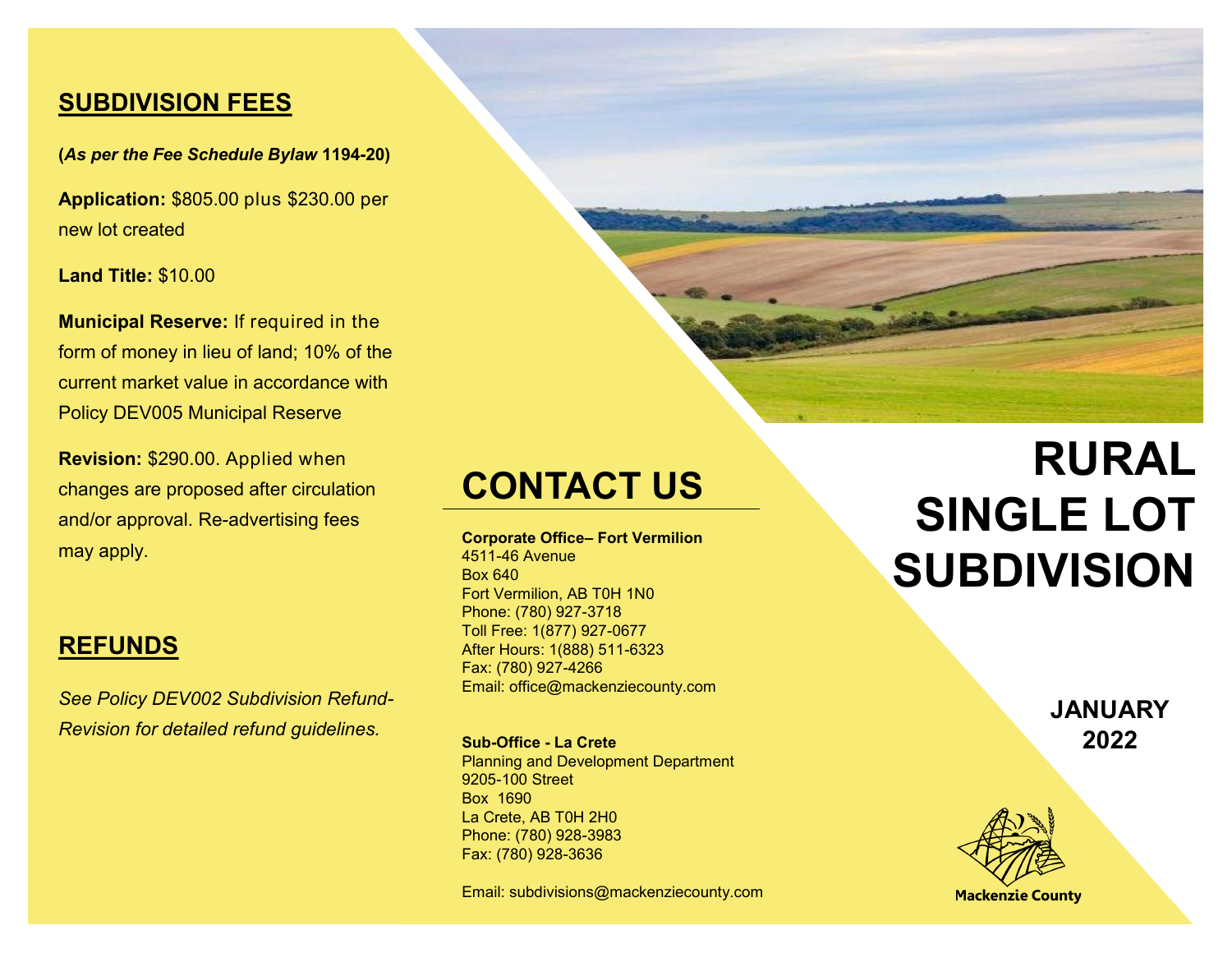## SUBDIVISION FEES

**(*As per the Fee Schedule Bylaw* 1194-20)**

**Application:** $805.00 plus $230.00 per new lot created

**Land Title:** $10.00

**Municipal Reserve:** If required in the form of money in lieu of land; 10% of the current market value in accordance with Policy DEV005 Municipal Reserve

**Revision:** $290.00. Applied when changes are proposed after circulation and/or approval. Re-advertising fees may apply.

## REFUNDS

*See Policy DEV002 Subdivision Refund-Revision for detailed refund guidelines.*

# CONTACT US

**Corporate Office– Fort Vermilion**
4511-46 Avenue
Box 640
Fort Vermilion, AB T0H 1N0
Phone: (780) 927-3718
Toll Free: 1(877) 927-0677
After Hours: 1(888) 511-6323
Fax: (780) 927-4266
Email: office@mackenziecounty.com

**Sub-Office - La Crete**
Planning and Development Department
9205-100 Street
Box 1690
La Crete, AB T0H 2H0
Phone: (780) 928-3983
Fax: (780) 928-3636

Email: subdivisions@mackenziecounty.com

# RURAL SINGLE LOT SUBDIVISION

**JANUARY 2022**

Mackenzie County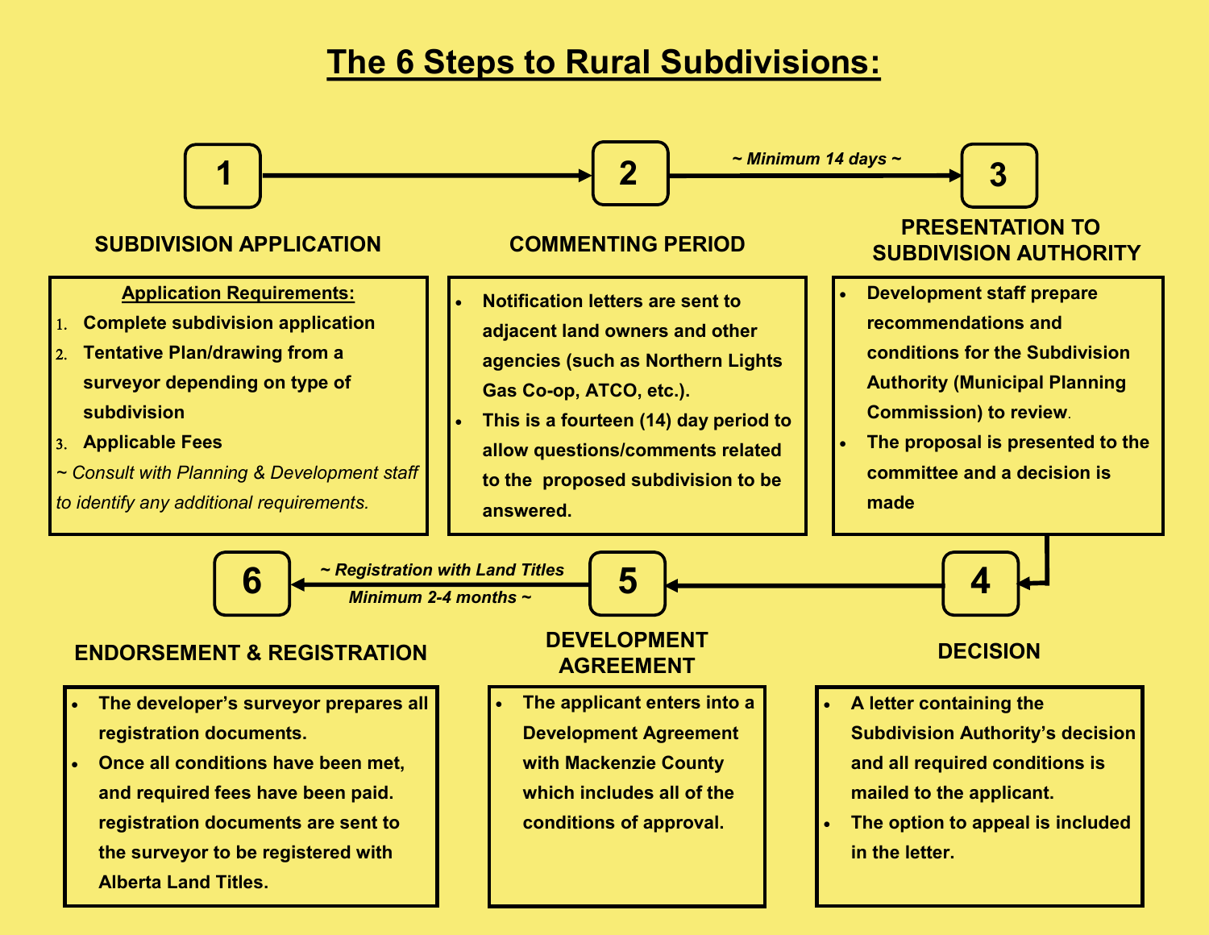# The 6 Steps to Rural Subdivisions:

## 1 — SUBDIVISION APPLICATION

**Application Requirements:**

1. **Complete subdivision application**
2. **Tentative Plan/drawing from a surveyor depending on type of subdivision**
3. **Applicable Fees**

*~ Consult with Planning & Development staff to identify any additional requirements.*

## 2 — COMMENTING PERIOD

- **Notification letters are sent to adjacent land owners and other agencies (such as Northern Lights Gas Co-op, ATCO, etc.).**
- **This is a fourteen (14) day period to allow questions/comments related to the proposed subdivision to be answered.**

*~ Minimum 14 days ~*

## 3 — PRESENTATION TO SUBDIVISION AUTHORITY

- **Development staff prepare recommendations and conditions for the Subdivision Authority (Municipal Planning Commission) to review.**
- **The proposal is presented to the committee and a decision is made**

## 4 — DECISION

- **A letter containing the Subdivision Authority's decision and all required conditions is mailed to the applicant.**
- **The option to appeal is included in the letter.**

## 5 — DEVELOPMENT AGREEMENT

- **The applicant enters into a Development Agreement with Mackenzie County which includes all of the conditions of approval.**

*~ Registration with Land Titles Minimum 2-4 months ~*

## 6 — ENDORSEMENT & REGISTRATION

- **The developer's surveyor prepares all registration documents.**
- **Once all conditions have been met, and required fees have been paid. registration documents are sent to the surveyor to be registered with Alberta Land Titles.**